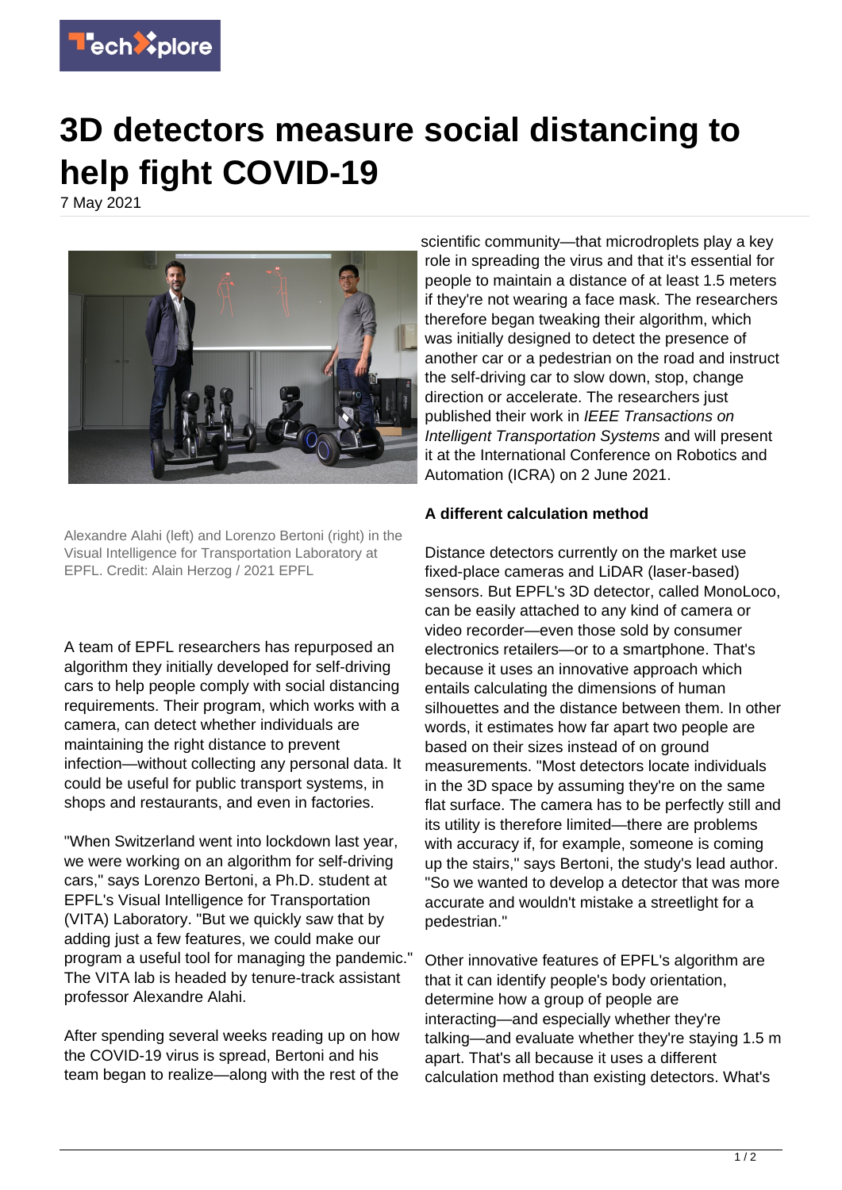# 3D detectors measure social distancing to help fight COVID-19

7 May 2021

Alexandre Alahi (left) and Lorenzo Bertoni (right) in the Visual Intelligence for Transportation Laboratory at EPFL. Credit: Alain Herzog / 2021 EPFL

A team of EPFL researchers has repurposed an algorithm they initially developed for self-driving cars to help people comply with social distancing requirements. Their program, which works with a camera, can detect whether individuals are maintaining the right distance to prevent infection—without collecting any personal data. It could be useful for public transport systems, in shops and restaurants, and even in factories.

"When Switzerland went into lockdown last year, we were working on an algorithm for self-driving cars," says Lorenzo Bertoni, a Ph.D. student at EPFL's Visual Intelligence for Transportation (VITA) Laboratory. "But we quickly saw that by adding just a few features, we could make our program a useful tool for managing the pandemic." The VITA lab is headed by tenure-track assistant professor Alexandre Alahi.

After spending several weeks reading up on how the COVID-19 virus is spread, Bertoni and his team began to realize—along with the rest of the scientific community—that microdroplets play a key role in spreading the virus and that it's essential for people to maintain a distance of at least 1.5 meters if they're not wearing a face mask. The researchers therefore began tweaking their algorithm, which was initially designed to detect the presence of another car or a pedestrian on the road and instruct the self-driving car to slow down, stop, change direction or accelerate. The researchers just published their work in *IEEE Transactions on Intelligent Transportation Systems* and will present it at the International Conference on Robotics and Automation (ICRA) on 2 June 2021.

**A different calculation method**

Distance detectors currently on the market use fixed-place cameras and LiDAR (laser-based) sensors. But EPFL's 3D detector, called MonoLoco, can be easily attached to any kind of camera or video recorder—even those sold by consumer electronics retailers—or to a smartphone. That's because it uses an innovative approach which entails calculating the dimensions of human silhouettes and the distance between them. In other words, it estimates how far apart two people are based on their sizes instead of on ground measurements. "Most detectors locate individuals in the 3D space by assuming they're on the same flat surface. The camera has to be perfectly still and its utility is therefore limited—there are problems with accuracy if, for example, someone is coming up the stairs," says Bertoni, the study's lead author. "So we wanted to develop a detector that was more accurate and wouldn't mistake a streetlight for a pedestrian."

Other innovative features of EPFL's algorithm are that it can identify people's body orientation, determine how a group of people are interacting—and especially whether they're talking—and evaluate whether they're staying 1.5 m apart. That's all because it uses a different calculation method than existing detectors. What's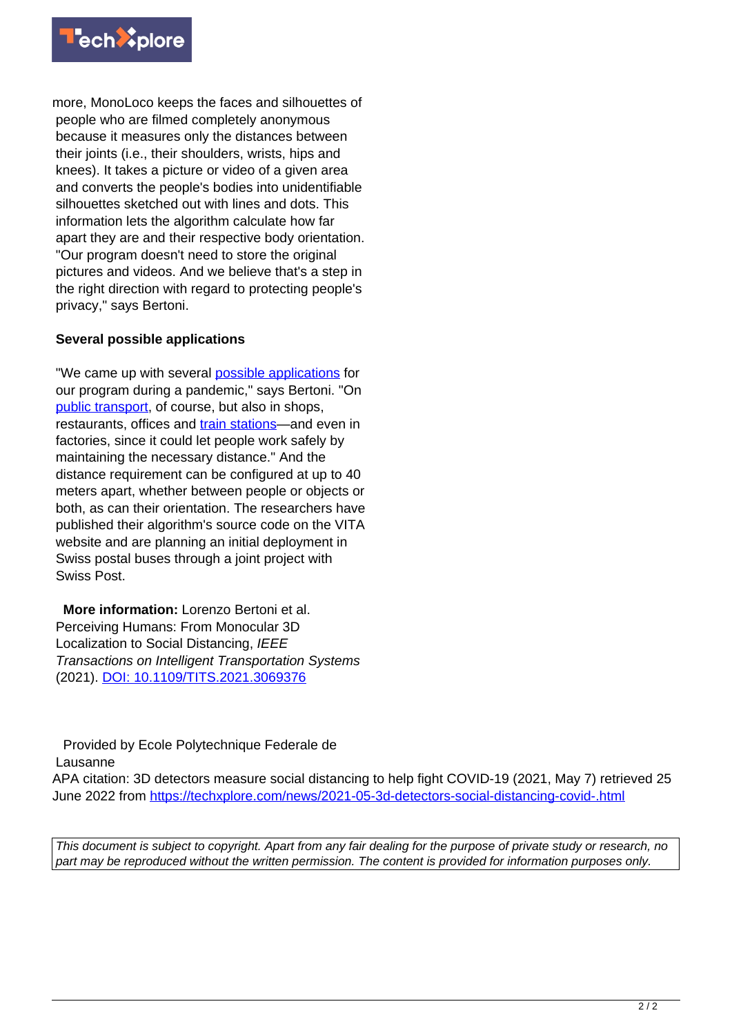more, MonoLoco keeps the faces and silhouettes of people who are filmed completely anonymous because it measures only the distances between their joints (i.e., their shoulders, wrists, hips and knees). It takes a picture or video of a given area and converts the people's bodies into unidentifiable silhouettes sketched out with lines and dots. This information lets the algorithm calculate how far apart they are and their respective body orientation. "Our program doesn't need to store the original pictures and videos. And we believe that's a step in the right direction with regard to protecting people's privacy," says Bertoni.

**Several possible applications**

"We came up with several possible applications for our program during a pandemic," says Bertoni. "On public transport, of course, but also in shops, restaurants, offices and train stations—and even in factories, since it could let people work safely by maintaining the necessary distance." And the distance requirement can be configured at up to 40 meters apart, whether between people or objects or both, as can their orientation. The researchers have published their algorithm's source code on the VITA website and are planning an initial deployment in Swiss postal buses through a joint project with Swiss Post.

**More information:** Lorenzo Bertoni et al. Perceiving Humans: From Monocular 3D Localization to Social Distancing, *IEEE Transactions on Intelligent Transportation Systems* (2021). DOI: 10.1109/TITS.2021.3069376

Provided by Ecole Polytechnique Federale de Lausanne

APA citation: 3D detectors measure social distancing to help fight COVID-19 (2021, May 7) retrieved 25 June 2022 from https://techxplore.com/news/2021-05-3d-detectors-social-distancing-covid-.html

*This document is subject to copyright. Apart from any fair dealing for the purpose of private study or research, no part may be reproduced without the written permission. The content is provided for information purposes only.*